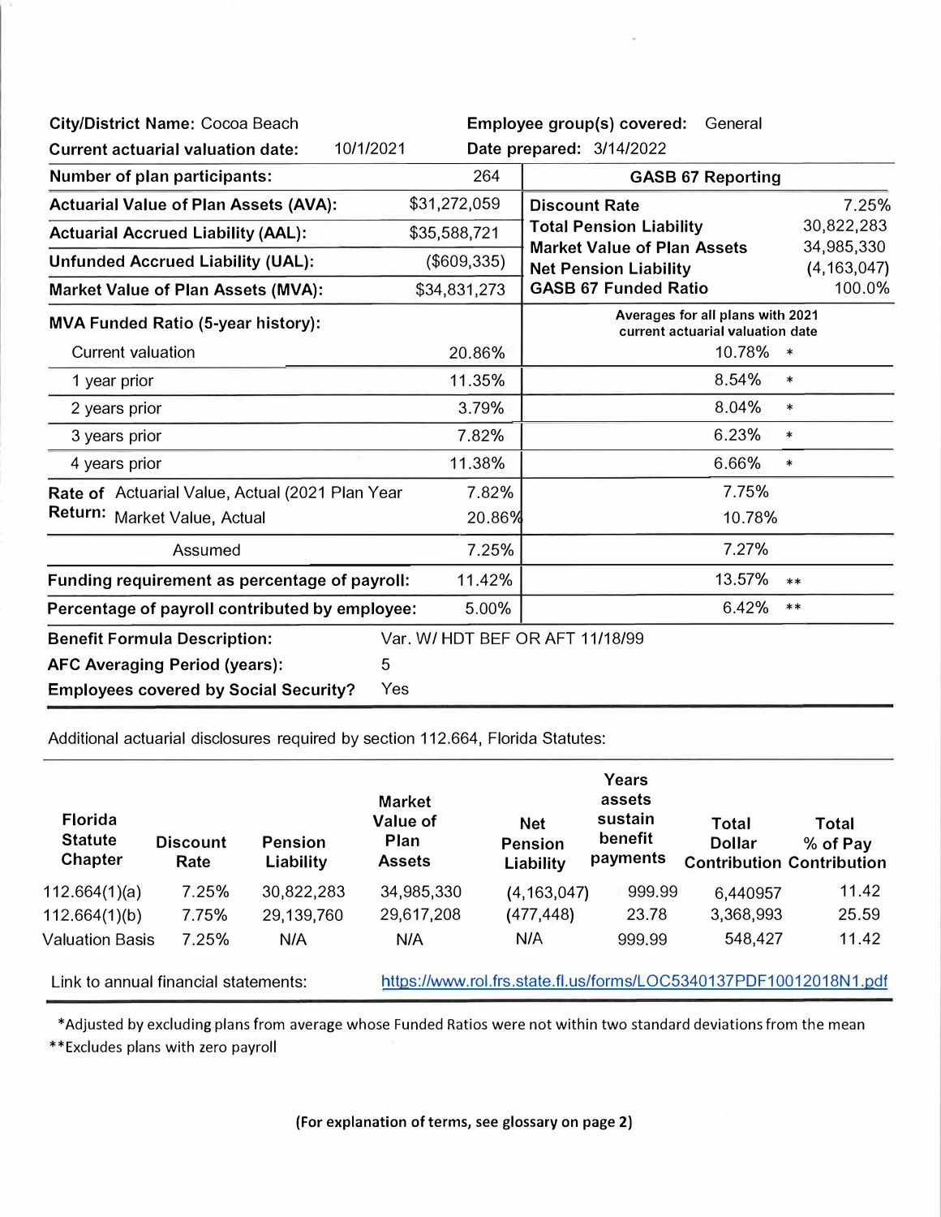**City/District Name:** Cocoa Beach | **Employee group(s) covered:** General

**Current actuarial valuation date:** 10/1/2021 | **Date prepared:** 3/14/2022

| | | GASB 67 Reporting | |
|---|---|---|---|
| **Number of plan participants:** | 264 | | |
| **Actuarial Value of Plan Assets (AVA):** | $31,272,059 | **Discount Rate** | 7.25% |
| **Actuarial Accrued Liability (AAL):** | $35,588,721 | **Total Pension Liability** | 30,822,283 |
| | | **Market Value of Plan Assets** | 34,985,330 |
| **Unfunded Accrued Liability (UAL):** | ($609,335) | **Net Pension Liability** | (4,163,047) |
| **Market Value of Plan Assets (MVA):** | $34,831,273 | **GASB 67 Funded Ratio** | 100.0% |

| **MVA Funded Ratio (5-year history):** | | Averages for all plans with 2021 current actuarial valuation date |
|---|---|---|
| Current valuation | 20.86% | 10.78% * |
| 1 year prior | 11.35% | 8.54% * |
| 2 years prior | 3.79% | 8.04% * |
| 3 years prior | 7.82% | 6.23% * |
| 4 years prior | 11.38% | 6.66% * |
| **Rate of Return:** Actuarial Value, Actual (2021 Plan Year | 7.82% | 7.75% |
| **Rate of Return:** Market Value, Actual | 20.86% | 10.78% |
| Assumed | 7.25% | 7.27% |
| **Funding requirement as percentage of payroll:** | 11.42% | 13.57% ** |
| **Percentage of payroll contributed by employee:** | 5.00% | 6.42% ** |

**Benefit Formula Description:** Var. W/ HDT BEF OR AFT 11/18/99

**AFC Averaging Period (years):** 5

**Employees covered by Social Security?** Yes

Additional actuarial disclosures required by section 112.664, Florida Statutes:

| Florida Statute Chapter | Discount Rate | Pension Liability | Market Value of Plan Assets | Net Pension Liability | Years assets sustain benefit payments | Total Dollar Contribution | Total % of Pay Contribution |
|---|---|---|---|---|---|---|---|
| 112.664(1)(a) | 7.25% | 30,822,283 | 34,985,330 | (4,163,047) | 999.99 | 6,440957 | 11.42 |
| 112.664(1)(b) | 7.75% | 29,139,760 | 29,617,208 | (477,448) | 23.78 | 3,368,993 | 25.59 |
| Valuation Basis | 7.25% | N/A | N/A | N/A | 999.99 | 548,427 | 11.42 |

Link to annual financial statements: https://www.rol.frs.state.fl.us/forms/LOC5340137PDF10012018N1.pdf

*Adjusted by excluding plans from average whose Funded Ratios were not within two standard deviations from the mean

**Excludes plans with zero payroll

**(For explanation of terms, see glossary on page 2)**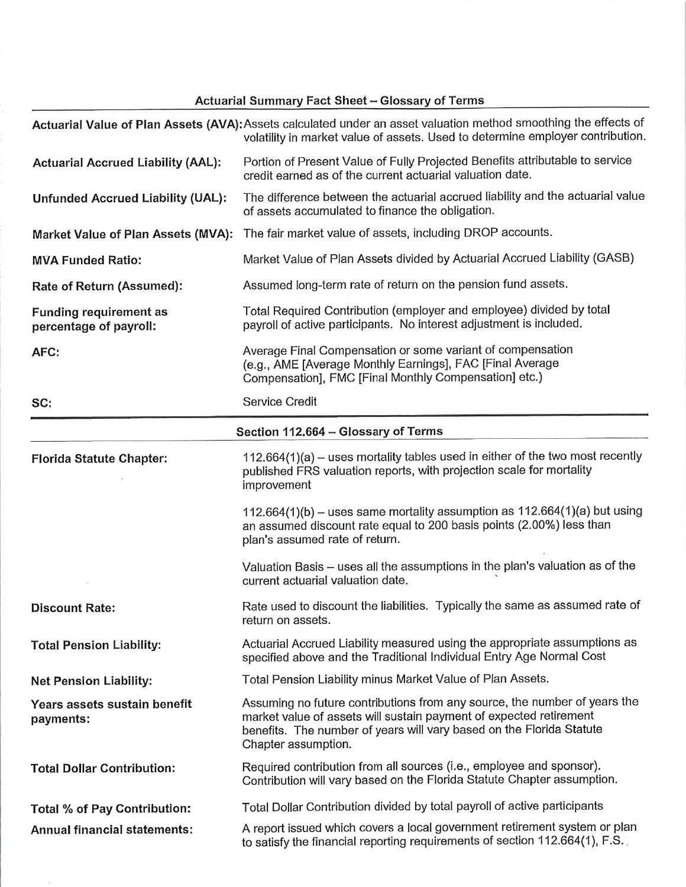## Actuarial Summary Fact Sheet – Glossary of Terms

| | |
|---|---|
| **Actuarial Value of Plan Assets (AVA):** | Assets calculated under an asset valuation method smoothing the effects of volatility in market value of assets. Used to determine employer contribution. |
| **Actuarial Accrued Liability (AAL):** | Portion of Present Value of Fully Projected Benefits attributable to service credit earned as of the current actuarial valuation date. |
| **Unfunded Accrued Liability (UAL):** | The difference between the actuarial accrued liability and the actuarial value of assets accumulated to finance the obligation. |
| **Market Value of Plan Assets (MVA):** | The fair market value of assets, including DROP accounts. |
| **MVA Funded Ratio:** | Market Value of Plan Assets divided by Actuarial Accrued Liability (GASB) |
| **Rate of Return (Assumed):** | Assumed long-term rate of return on the pension fund assets. |
| **Funding requirement as percentage of payroll:** | Total Required Contribution (employer and employee) divided by total payroll of active participants. No interest adjustment is included. |
| **AFC:** | Average Final Compensation or some variant of compensation (e.g., AME [Average Monthly Earnings], FAC [Final Average Compensation], FMC [Final Monthly Compensation] etc.) |
| **SC:** | Service Credit |

## Section 112.664 – Glossary of Terms

| | |
|---|---|
| **Florida Statute Chapter:** | 112.664(1)(a) – uses mortality tables used in either of the two most recently published FRS valuation reports, with projection scale for mortality improvement<br><br>112.664(1)(b) – uses same mortality assumption as 112.664(1)(a) but using an assumed discount rate equal to 200 basis points (2.00%) less than plan's assumed rate of return.<br><br>Valuation Basis – uses all the assumptions in the plan's valuation as of the current actuarial valuation date. |
| **Discount Rate:** | Rate used to discount the liabilities. Typically the same as assumed rate of return on assets. |
| **Total Pension Liability:** | Actuarial Accrued Liability measured using the appropriate assumptions as specified above and the Traditional Individual Entry Age Normal Cost |
| **Net Pension Liability:** | Total Pension Liability minus Market Value of Plan Assets. |
| **Years assets sustain benefit payments:** | Assuming no future contributions from any source, the number of years the market value of assets will sustain payment of expected retirement benefits. The number of years will vary based on the Florida Statute Chapter assumption. |
| **Total Dollar Contribution:** | Required contribution from all sources (i.e., employee and sponsor). Contribution will vary based on the Florida Statute Chapter assumption. |
| **Total % of Pay Contribution:** | Total Dollar Contribution divided by total payroll of active participants |
| **Annual financial statements:** | A report issued which covers a local government retirement system or plan to satisfy the financial reporting requirements of section 112.664(1), F.S. |